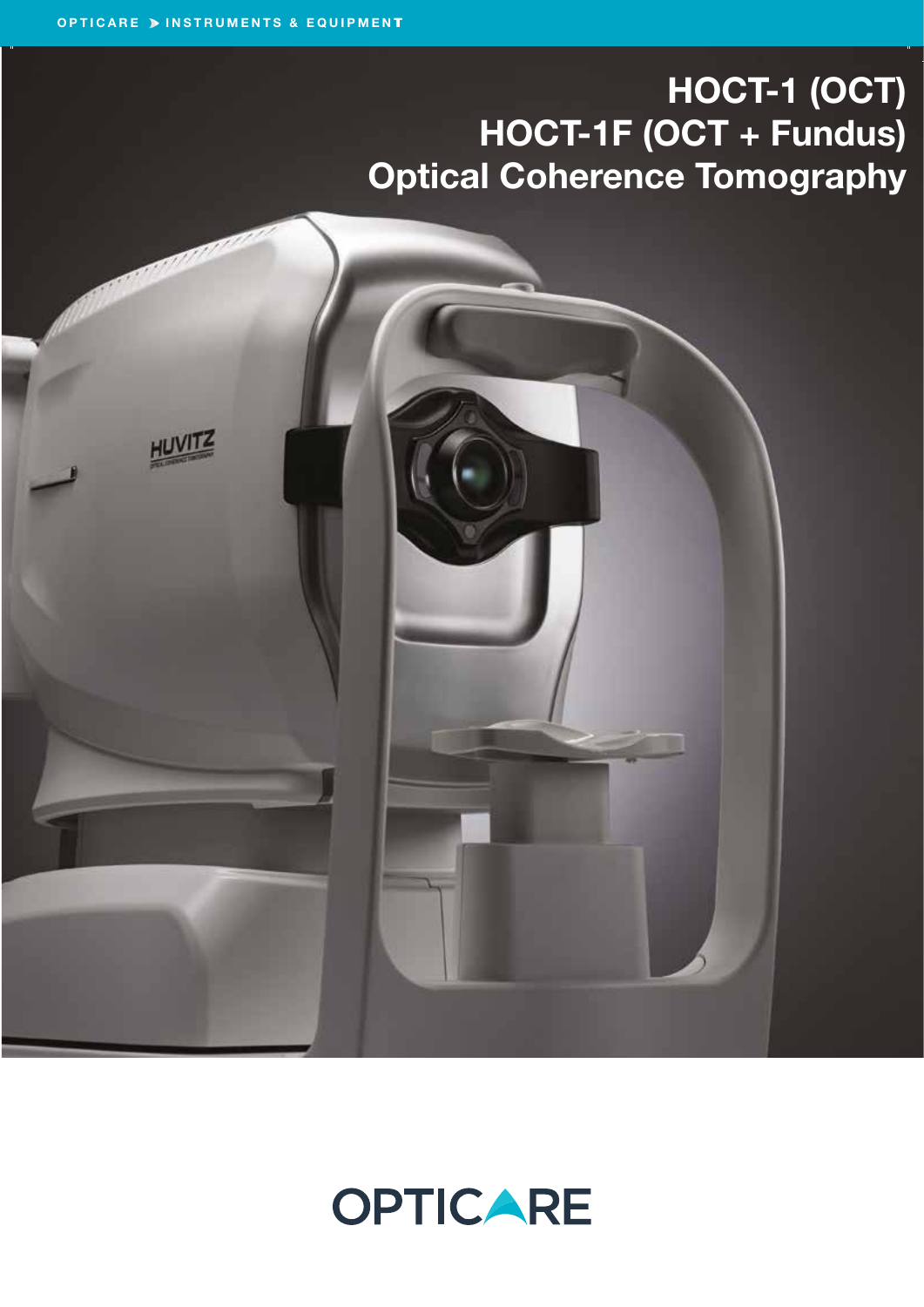# HOCT-1 (OCT)
# HOCT-1F (OCT + Fundus)
# Optical Coherence Tomography

OPTICARE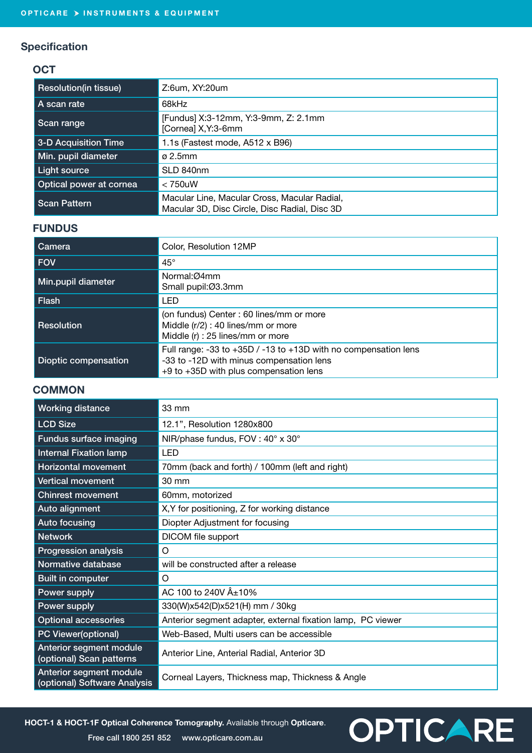## Specification

### OCT

| | |
|---|---|
| Resolution(in tissue) | Z:6um, XY:20um |
| A scan rate | 68kHz |
| Scan range | [Fundus] X:3-12mm, Y:3-9mm, Z: 2.1mm<br>[Cornea] X,Y:3-6mm |
| 3-D Acquisition Time | 1.1s (Fastest mode, A512 x B96) |
| Min. pupil diameter | ø 2.5mm |
| Light source | SLD 840nm |
| Optical power at cornea | < 750uW |
| Scan Pattern | Macular Line, Macular Cross, Macular Radial,<br>Macular 3D, Disc Circle, Disc Radial, Disc 3D |

### FUNDUS

| | |
|---|---|
| Camera | Color, Resolution 12MP |
| FOV | 45° |
| Min.pupil diameter | Normal:Ø4mm<br>Small pupil:Ø3.3mm |
| Flash | LED |
| Resolution | (on fundus) Center : 60 lines/mm or more<br>Middle (r/2) : 40 lines/mm or more<br>Middle (r) : 25 lines/mm or more |
| Dioptic compensation | Full range: -33 to +35D / -13 to +13D with no compensation lens<br>-33 to -12D with minus compensation lens<br>+9 to +35D with plus compensation lens |

### COMMON

| | |
|---|---|
| Working distance | 33 mm |
| LCD Size | 12.1", Resolution 1280x800 |
| Fundus surface imaging | NIR/phase fundus, FOV : 40° x 30° |
| Internal Fixation lamp | LED |
| Horizontal movement | 70mm (back and forth) / 100mm (left and right) |
| Vertical movement | 30 mm |
| Chinrest movement | 60mm, motorized |
| Auto alignment | X,Y for positioning, Z for working distance |
| Auto focusing | Diopter Adjustment for focusing |
| Network | DICOM file support |
| Progression analysis | O |
| Normative database | will be constructed after a release |
| Built in computer | O |
| Power supply | AC 100 to 240V Â±10% |
| Power supply | 330(W)x542(D)x521(H) mm / 30kg |
| Optional accessories | Anterior segment adapter, external fixation lamp, PC viewer |
| PC Viewer(optional) | Web-Based, Multi users can be accessible |
| Anterior segment module (optional) Scan patterns | Anterior Line, Anterial Radial, Anterior 3D |
| Anterior segment module (optional) Software Analysis | Corneal Layers, Thickness map, Thickness & Angle |

**HOCT-1 & HOCT-1F Optical Coherence Tomography.** Available through **Opticare**.

Free call 1800 251 852 www.opticare.com.au

OPTICARE